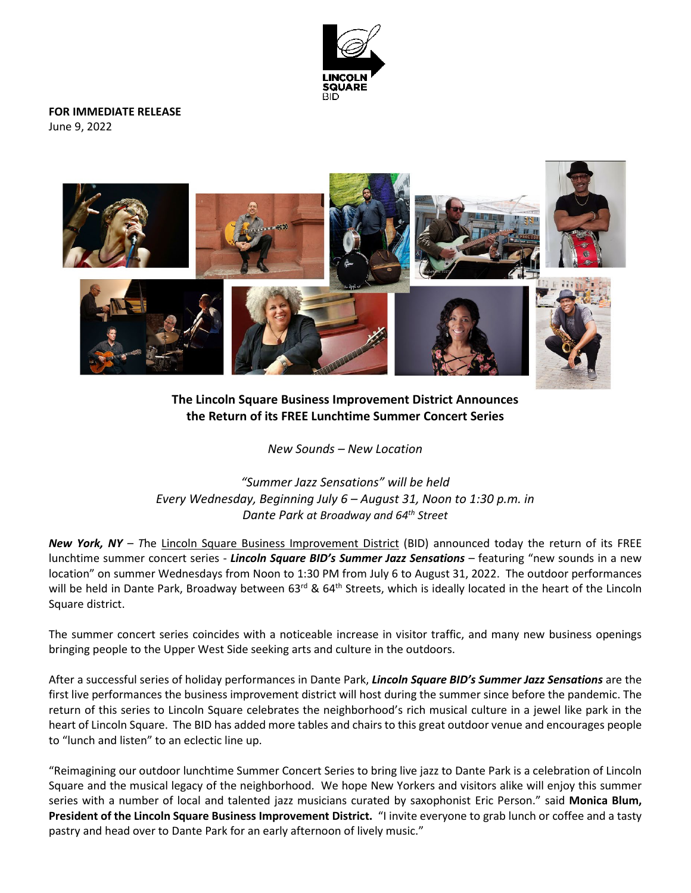**FOR IMMEDIATE RELEASE**
June 9, 2022

**The Lincoln Square Business Improvement District Announces the Return of its FREE Lunchtime Summer Concert Series**

*New Sounds – New Location*

*"Summer Jazz Sensations" will be held*
*Every Wednesday, Beginning July 6 – August 31, Noon to 1:30 p.m. in*
*Dante Park at Broadway and 64th Street*

***New York, NY*** – *T*he Lincoln Square Business Improvement District (BID) announced today the return of its FREE lunchtime summer concert series - ***Lincoln Square BID's Summer Jazz Sensations*** – featuring "new sounds in a new location" on summer Wednesdays from Noon to 1:30 PM from July 6 to August 31, 2022. The outdoor performances will be held in Dante Park, Broadway between 63rd & 64th Streets, which is ideally located in the heart of the Lincoln Square district.

The summer concert series coincides with a noticeable increase in visitor traffic, and many new business openings bringing people to the Upper West Side seeking arts and culture in the outdoors.

After a successful series of holiday performances in Dante Park, ***Lincoln Square BID's Summer Jazz Sensations*** are the first live performances the business improvement district will host during the summer since before the pandemic. The return of this series to Lincoln Square celebrates the neighborhood's rich musical culture in a jewel like park in the heart of Lincoln Square. The BID has added more tables and chairs to this great outdoor venue and encourages people to "lunch and listen" to an eclectic line up.

"Reimagining our outdoor lunchtime Summer Concert Series to bring live jazz to Dante Park is a celebration of Lincoln Square and the musical legacy of the neighborhood. We hope New Yorkers and visitors alike will enjoy this summer series with a number of local and talented jazz musicians curated by saxophonist Eric Person." said **Monica Blum, President of the Lincoln Square Business Improvement District.** "I invite everyone to grab lunch or coffee and a tasty pastry and head over to Dante Park for an early afternoon of lively music."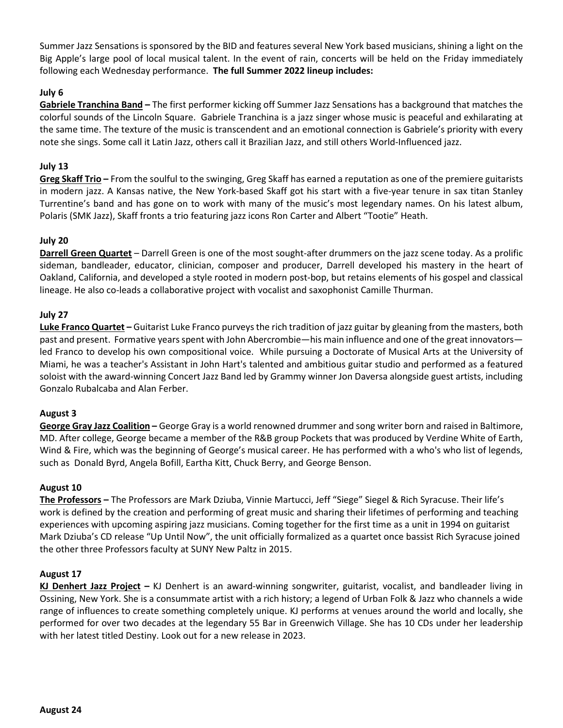Summer Jazz Sensations is sponsored by the BID and features several New York based musicians, shining a light on the Big Apple's large pool of local musical talent. In the event of rain, concerts will be held on the Friday immediately following each Wednesday performance. **The full Summer 2022 lineup includes:**

**July 6**

**Gabriele Tranchina Band** – The first performer kicking off Summer Jazz Sensations has a background that matches the colorful sounds of the Lincoln Square. Gabriele Tranchina is a jazz singer whose music is peaceful and exhilarating at the same time. The texture of the music is transcendent and an emotional connection is Gabriele's priority with every note she sings. Some call it Latin Jazz, others call it Brazilian Jazz, and still others World-Influenced jazz.

**July 13**

**Greg Skaff Trio** – From the soulful to the swinging, Greg Skaff has earned a reputation as one of the premiere guitarists in modern jazz. A Kansas native, the New York-based Skaff got his start with a five-year tenure in sax titan Stanley Turrentine's band and has gone on to work with many of the music's most legendary names. On his latest album, Polaris (SMK Jazz), Skaff fronts a trio featuring jazz icons Ron Carter and Albert "Tootie" Heath.

**July 20**

**Darrell Green Quartet** – Darrell Green is one of the most sought-after drummers on the jazz scene today. As a prolific sideman, bandleader, educator, clinician, composer and producer, Darrell developed his mastery in the heart of Oakland, California, and developed a style rooted in modern post-bop, but retains elements of his gospel and classical lineage. He also co-leads a collaborative project with vocalist and saxophonist Camille Thurman.

**July 27**

**Luke Franco Quartet** – Guitarist Luke Franco purveys the rich tradition of jazz guitar by gleaning from the masters, both past and present. Formative years spent with John Abercrombie—his main influence and one of the great innovators—led Franco to develop his own compositional voice. While pursuing a Doctorate of Musical Arts at the University of Miami, he was a teacher's Assistant in John Hart's talented and ambitious guitar studio and performed as a featured soloist with the award-winning Concert Jazz Band led by Grammy winner Jon Daversa alongside guest artists, including Gonzalo Rubalcaba and Alan Ferber.

**August 3**

**George Gray Jazz Coalition** – George Gray is a world renowned drummer and song writer born and raised in Baltimore, MD. After college, George became a member of the R&B group Pockets that was produced by Verdine White of Earth, Wind & Fire, which was the beginning of George's musical career. He has performed with a who's who list of legends, such as Donald Byrd, Angela Bofill, Eartha Kitt, Chuck Berry, and George Benson.

**August 10**

**The Professors** – The Professors are Mark Dziuba, Vinnie Martucci, Jeff "Siege" Siegel & Rich Syracuse. Their life's work is defined by the creation and performing of great music and sharing their lifetimes of performing and teaching experiences with upcoming aspiring jazz musicians. Coming together for the first time as a unit in 1994 on guitarist Mark Dziuba's CD release "Up Until Now", the unit officially formalized as a quartet once bassist Rich Syracuse joined the other three Professors faculty at SUNY New Paltz in 2015.

**August 17**

**KJ Denhert Jazz Project** – KJ Denhert is an award-winning songwriter, guitarist, vocalist, and bandleader living in Ossining, New York. She is a consummate artist with a rich history; a legend of Urban Folk & Jazz who channels a wide range of influences to create something completely unique. KJ performs at venues around the world and locally, she performed for over two decades at the legendary 55 Bar in Greenwich Village. She has 10 CDs under her leadership with her latest titled Destiny. Look out for a new release in 2023.

**August 24**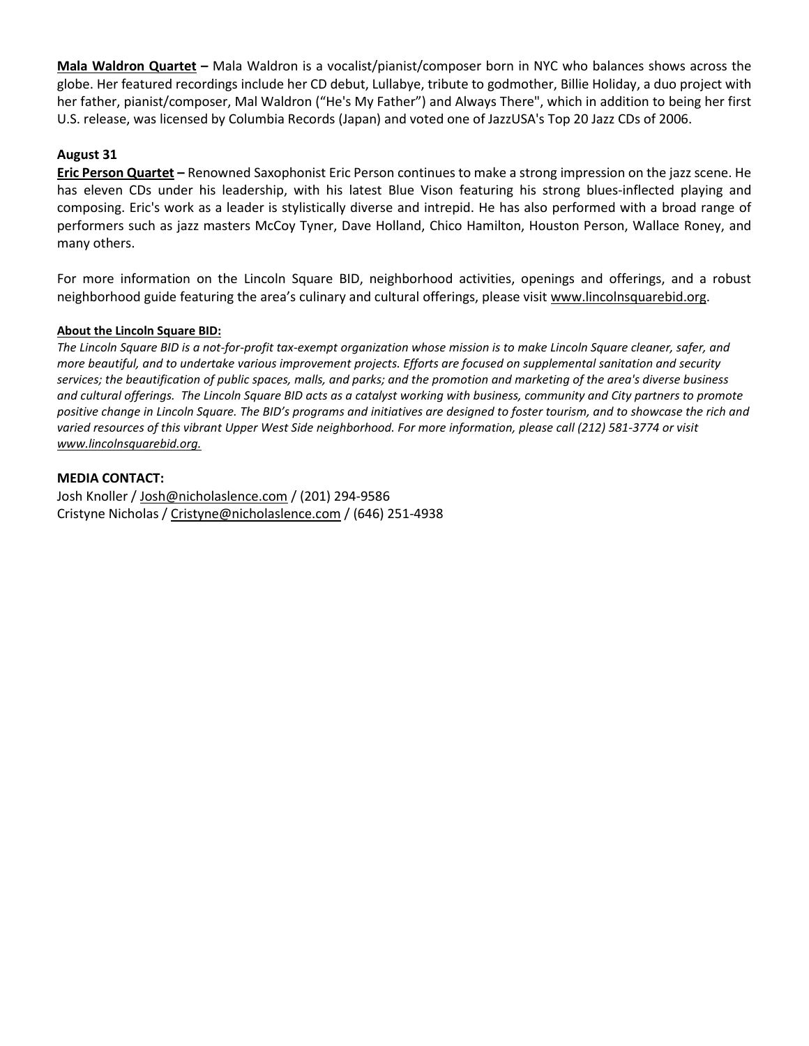**Mala Waldron Quartet –** Mala Waldron is a vocalist/pianist/composer born in NYC who balances shows across the globe. Her featured recordings include her CD debut, Lullabye, tribute to godmother, Billie Holiday, a duo project with her father, pianist/composer, Mal Waldron (“He's My Father”) and Always There", which in addition to being her first U.S. release, was licensed by Columbia Records (Japan) and voted one of JazzUSA's Top 20 Jazz CDs of 2006.

**August 31**

**Eric Person Quartet –** Renowned Saxophonist Eric Person continues to make a strong impression on the jazz scene. He has eleven CDs under his leadership, with his latest Blue Vison featuring his strong blues-inflected playing and composing. Eric's work as a leader is stylistically diverse and intrepid. He has also performed with a broad range of performers such as jazz masters McCoy Tyner, Dave Holland, Chico Hamilton, Houston Person, Wallace Roney, and many others.

For more information on the Lincoln Square BID, neighborhood activities, openings and offerings, and a robust neighborhood guide featuring the area's culinary and cultural offerings, please visit www.lincolnsquarebid.org.

**About the Lincoln Square BID:**

*The Lincoln Square BID is a not-for-profit tax-exempt organization whose mission is to make Lincoln Square cleaner, safer, and more beautiful, and to undertake various improvement projects. Efforts are focused on supplemental sanitation and security services; the beautification of public spaces, malls, and parks; and the promotion and marketing of the area's diverse business and cultural offerings. The Lincoln Square BID acts as a catalyst working with business, community and City partners to promote positive change in Lincoln Square. The BID's programs and initiatives are designed to foster tourism, and to showcase the rich and varied resources of this vibrant Upper West Side neighborhood. For more information, please call (212) 581-3774 or visit www.lincolnsquarebid.org.*

**MEDIA CONTACT:**

Josh Knoller / Josh@nicholaslence.com / (201) 294-9586
Cristyne Nicholas / Cristyne@nicholaslence.com / (646) 251-4938